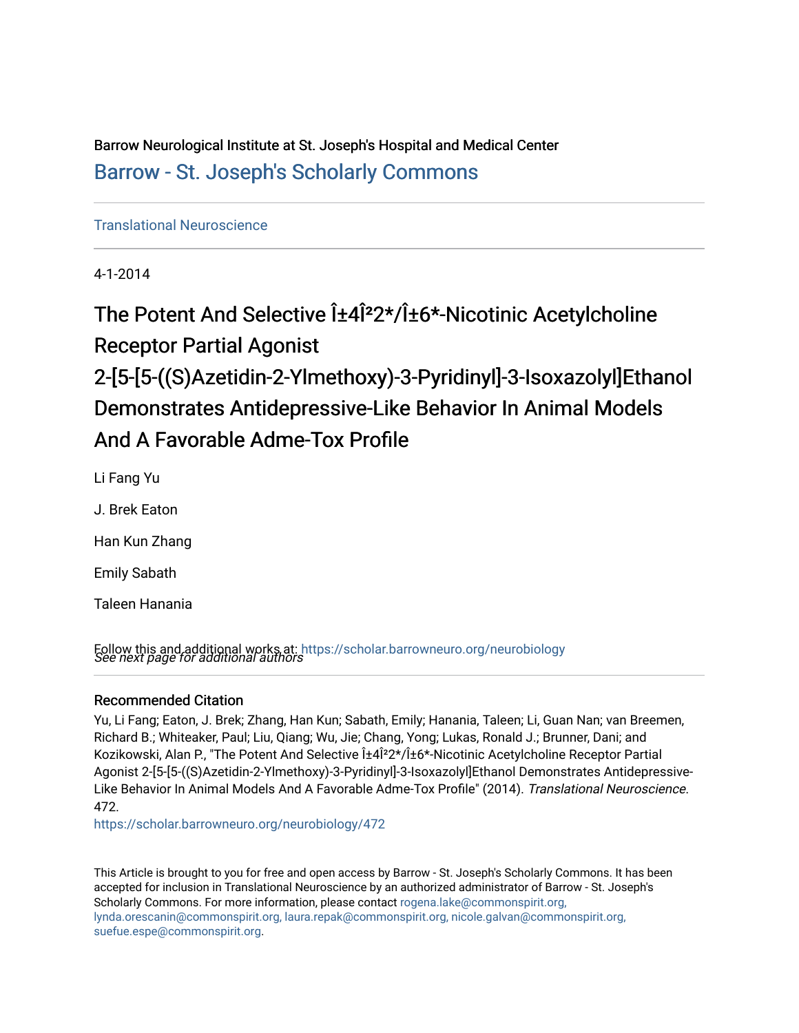Barrow Neurological Institute at St. Joseph's Hospital and Medical Center

Barrow - St. Joseph's Scholarly Commons

Translational Neuroscience

4-1-2014

# The Potent And Selective Î±4Î²2*/Î±6*-Nicotinic Acetylcholine Receptor Partial Agonist 2-[5-[5-((S)Azetidin-2-Ylmethoxy)-3-Pyridinyl]-3-Isoxazolyl]Ethanol Demonstrates Antidepressive-Like Behavior In Animal Models And A Favorable Adme-Tox Profile

Li Fang Yu

J. Brek Eaton

Han Kun Zhang

Emily Sabath

Taleen Hanania

*See next page for additional authors*

Follow this and additional works at: https://scholar.barrowneuro.org/neurobiology

## Recommended Citation

Yu, Li Fang; Eaton, J. Brek; Zhang, Han Kun; Sabath, Emily; Hanania, Taleen; Li, Guan Nan; van Breemen, Richard B.; Whiteaker, Paul; Liu, Qiang; Wu, Jie; Chang, Yong; Lukas, Ronald J.; Brunner, Dani; and Kozikowski, Alan P., "The Potent And Selective Î±4Î²2*/Î±6*-Nicotinic Acetylcholine Receptor Partial Agonist 2-[5-[5-((S)Azetidin-2-Ylmethoxy)-3-Pyridinyl]-3-Isoxazolyl]Ethanol Demonstrates Antidepressive-Like Behavior In Animal Models And A Favorable Adme-Tox Profile" (2014). *Translational Neuroscience*. 472.

https://scholar.barrowneuro.org/neurobiology/472

This Article is brought to you for free and open access by Barrow - St. Joseph's Scholarly Commons. It has been accepted for inclusion in Translational Neuroscience by an authorized administrator of Barrow - St. Joseph's Scholarly Commons. For more information, please contact rogena.lake@commonspirit.org, lynda.orescanin@commonspirit.org, laura.repak@commonspirit.org, nicole.galvan@commonspirit.org, suefue.espe@commonspirit.org.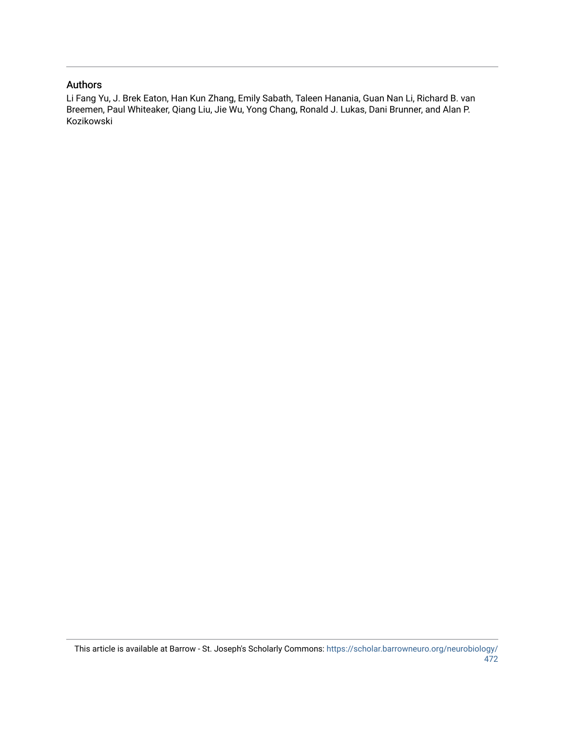## Authors

Li Fang Yu, J. Brek Eaton, Han Kun Zhang, Emily Sabath, Taleen Hanania, Guan Nan Li, Richard B. van Breemen, Paul Whiteaker, Qiang Liu, Jie Wu, Yong Chang, Ronald J. Lukas, Dani Brunner, and Alan P. Kozikowski

This article is available at Barrow - St. Joseph's Scholarly Commons: https://scholar.barrowneuro.org/neurobiology/472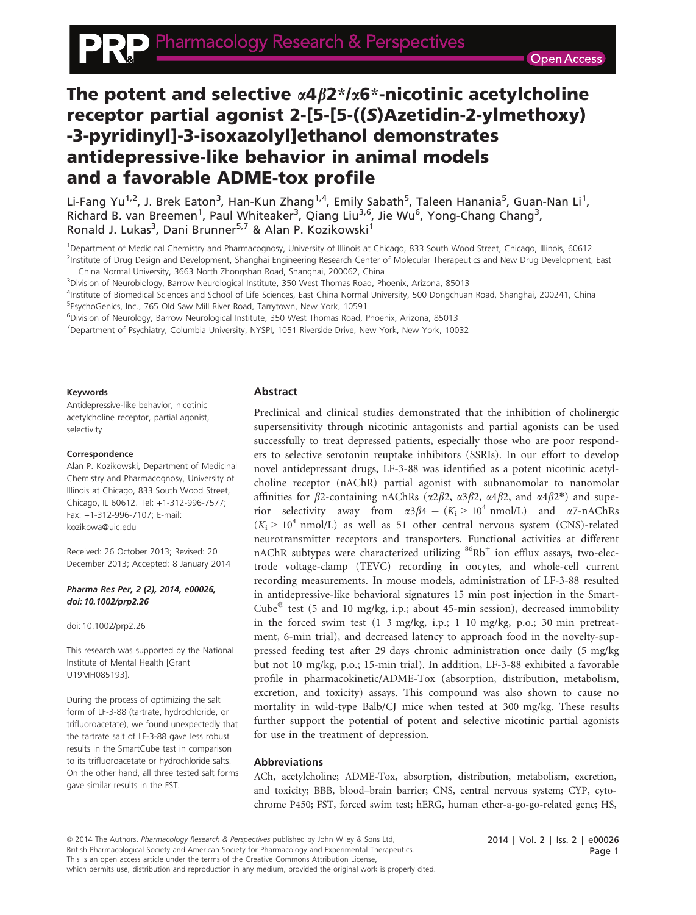# The potent and selective α4β2*/α6*-nicotinic acetylcholine receptor partial agonist 2-[5-[5-((S)Azetidin-2-ylmethoxy)-3-pyridinyl]-3-isoxazolyl]ethanol demonstrates antidepressive-like behavior in animal models and a favorable ADME-tox profile

Li-Fang Yu[1,2], J. Brek Eaton[3], Han-Kun Zhang[1,4], Emily Sabath[5], Taleen Hanania[5], Guan-Nan Li[1], Richard B. van Breemen[1], Paul Whiteaker[3], Qiang Liu[3,6], Jie Wu[6], Yong-Chang Chang[3], Ronald J. Lukas[3], Dani Brunner[5,7] & Alan P. Kozikowski[1]

[1]Department of Medicinal Chemistry and Pharmacognosy, University of Illinois at Chicago, 833 South Wood Street, Chicago, Illinois, 60612

[2]Institute of Drug Design and Development, Shanghai Engineering Research Center of Molecular Therapeutics and New Drug Development, East China Normal University, 3663 North Zhongshan Road, Shanghai, 200062, China

[3]Division of Neurobiology, Barrow Neurological Institute, 350 West Thomas Road, Phoenix, Arizona, 85013

[4]Institute of Biomedical Sciences and School of Life Sciences, East China Normal University, 500 Dongchuan Road, Shanghai, 200241, China

[5]PsychoGenics, Inc., 765 Old Saw Mill River Road, Tarrytown, New York, 10591

[6]Division of Neurology, Barrow Neurological Institute, 350 West Thomas Road, Phoenix, Arizona, 85013

[7]Department of Psychiatry, Columbia University, NYSPI, 1051 Riverside Drive, New York, New York, 10032

#### Keywords

Antidepressive-like behavior, nicotinic acetylcholine receptor, partial agonist, selectivity

#### Correspondence

Alan P. Kozikowski, Department of Medicinal Chemistry and Pharmacognosy, University of Illinois at Chicago, 833 South Wood Street, Chicago, IL 60612. Tel: +1-312-996-7577; Fax: +1-312-996-7107; E-mail: kozikowa@uic.edu

Received: 26 October 2013; Revised: 20 December 2013; Accepted: 8 January 2014

***Pharma Res Per*, 2 (2), 2014, e00026, doi: 10.1002/prp2.26**

doi: 10.1002/prp2.26

This research was supported by the National Institute of Mental Health [Grant U19MH085193].

During the process of optimizing the salt form of LF-3-88 (tartrate, hydrochloride, or trifluoroacetate), we found unexpectedly that the tartrate salt of LF-3-88 gave less robust results in the SmartCube test in comparison to its trifluoroacetate or hydrochloride salts. On the other hand, all three tested salt forms gave similar results in the FST.

## Abstract

Preclinical and clinical studies demonstrated that the inhibition of cholinergic supersensitivity through nicotinic antagonists and partial agonists can be used successfully to treat depressed patients, especially those who are poor responders to selective serotonin reuptake inhibitors (SSRIs). In our effort to develop novel antidepressant drugs, LF-3-88 was identified as a potent nicotinic acetylcholine receptor (nAChR) partial agonist with subnanomolar to nanomolar affinities for β2-containing nAChRs (α2β2, α3β2, α4β2, and α4β2*) and superior selectivity away from α3β4 – ($K_i > 10^4$ nmol/L) and α7-nAChRs ($K_i > 10^4$ nmol/L) as well as 51 other central nervous system (CNS)-related neurotransmitter receptors and transporters. Functional activities at different nAChR subtypes were characterized utilizing $^{86}Rb^+$ ion efflux assays, two-electrode voltage-clamp (TEVC) recording in oocytes, and whole-cell current recording measurements. In mouse models, administration of LF-3-88 resulted in antidepressive-like behavioral signatures 15 min post injection in the SmartCube® test (5 and 10 mg/kg, i.p.; about 45-min session), decreased immobility in the forced swim test (1–3 mg/kg, i.p.; 1–10 mg/kg, p.o.; 30 min pretreatment, 6-min trial), and decreased latency to approach food in the novelty-suppressed feeding test after 29 days chronic administration once daily (5 mg/kg but not 10 mg/kg, p.o.; 15-min trial). In addition, LF-3-88 exhibited a favorable profile in pharmacokinetic/ADME-Tox (absorption, distribution, metabolism, excretion, and toxicity) assays. This compound was also shown to cause no mortality in wild-type Balb/CJ mice when tested at 300 mg/kg. These results further support the potential of potent and selective nicotinic partial agonists for use in the treatment of depression.

## Abbreviations

ACh, acetylcholine; ADME-Tox, absorption, distribution, metabolism, excretion, and toxicity; BBB, blood–brain barrier; CNS, central nervous system; CYP, cytochrome P450; FST, forced swim test; hERG, human ether-a-go-go-related gene; HS,

© 2014 The Authors. *Pharmacology Research & Perspectives* published by John Wiley & Sons Ltd, British Pharmacological Society and American Society for Pharmacology and Experimental Therapeutics. This is an open access article under the terms of the Creative Commons Attribution License, which permits use, distribution and reproduction in any medium, provided the original work is properly cited.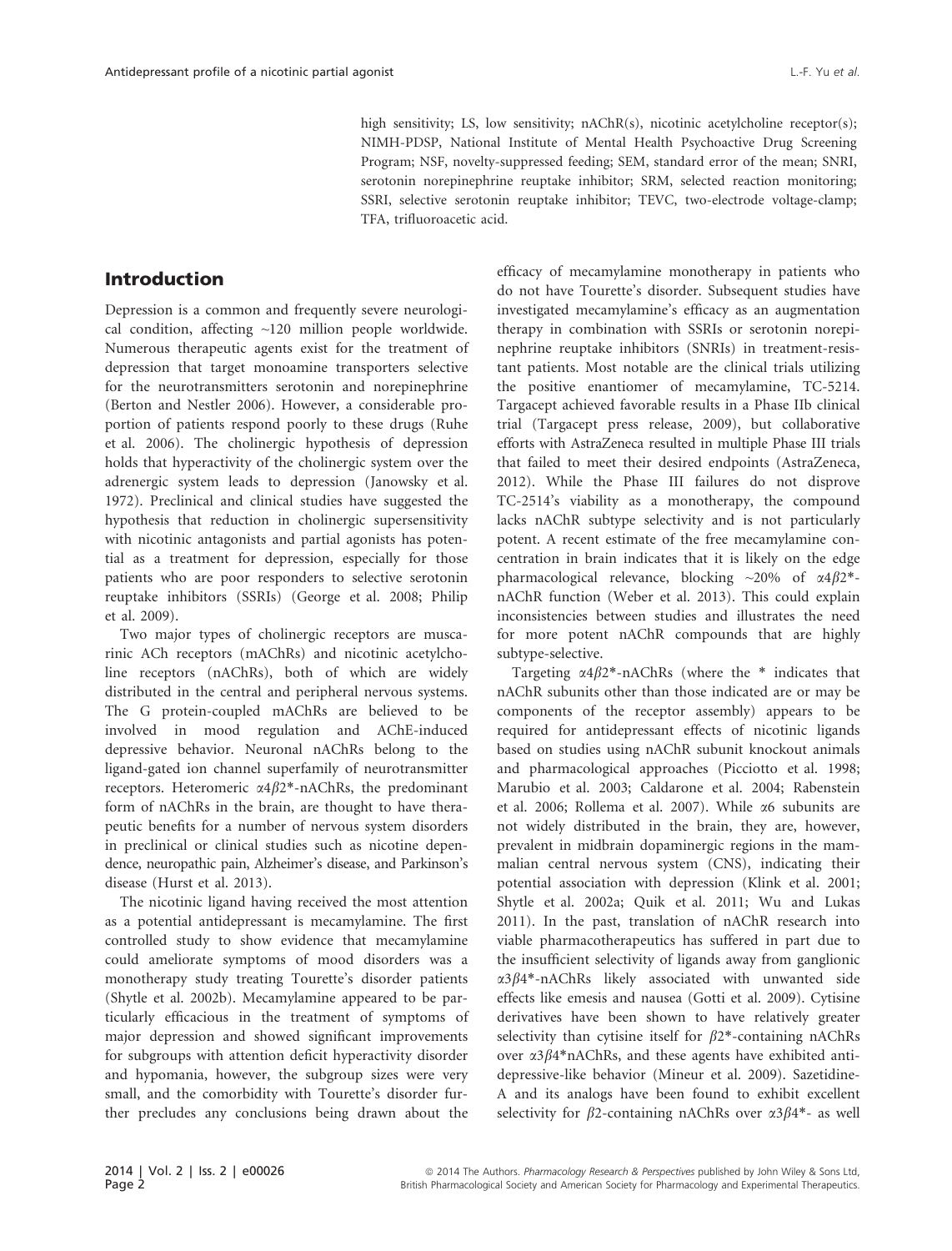high sensitivity; LS, low sensitivity; nAChR(s), nicotinic acetylcholine receptor(s); NIMH-PDSP, National Institute of Mental Health Psychoactive Drug Screening Program; NSF, novelty-suppressed feeding; SEM, standard error of the mean; SNRI, serotonin norepinephrine reuptake inhibitor; SRM, selected reaction monitoring; SSRI, selective serotonin reuptake inhibitor; TEVC, two-electrode voltage-clamp; TFA, trifluoroacetic acid.

## Introduction

Depression is a common and frequently severe neurological condition, affecting ~120 million people worldwide. Numerous therapeutic agents exist for the treatment of depression that target monoamine transporters selective for the neurotransmitters serotonin and norepinephrine (Berton and Nestler 2006). However, a considerable proportion of patients respond poorly to these drugs (Ruhe et al. 2006). The cholinergic hypothesis of depression holds that hyperactivity of the cholinergic system over the adrenergic system leads to depression (Janowsky et al. 1972). Preclinical and clinical studies have suggested the hypothesis that reduction in cholinergic supersensitivity with nicotinic antagonists and partial agonists has potential as a treatment for depression, especially for those patients who are poor responders to selective serotonin reuptake inhibitors (SSRIs) (George et al. 2008; Philip et al. 2009).

Two major types of cholinergic receptors are muscarinic ACh receptors (mAChRs) and nicotinic acetylcholine receptors (nAChRs), both of which are widely distributed in the central and peripheral nervous systems. The G protein-coupled mAChRs are believed to be involved in mood regulation and AChE-induced depressive behavior. Neuronal nAChRs belong to the ligand-gated ion channel superfamily of neurotransmitter receptors. Heteromeric $\alpha4\beta2$*-nAChRs, the predominant form of nAChRs in the brain, are thought to have therapeutic benefits for a number of nervous system disorders in preclinical or clinical studies such as nicotine dependence, neuropathic pain, Alzheimer's disease, and Parkinson's disease (Hurst et al. 2013).

The nicotinic ligand having received the most attention as a potential antidepressant is mecamylamine. The first controlled study to show evidence that mecamylamine could ameliorate symptoms of mood disorders was a monotherapy study treating Tourette's disorder patients (Shytle et al. 2002b). Mecamylamine appeared to be particularly efficacious in the treatment of symptoms of major depression and showed significant improvements for subgroups with attention deficit hyperactivity disorder and hypomania, however, the subgroup sizes were very small, and the comorbidity with Tourette's disorder further precludes any conclusions being drawn about the efficacy of mecamylamine monotherapy in patients who do not have Tourette's disorder. Subsequent studies have investigated mecamylamine's efficacy as an augmentation therapy in combination with SSRIs or serotonin norepinephrine reuptake inhibitors (SNRIs) in treatment-resistant patients. Most notable are the clinical trials utilizing the positive enantiomer of mecamylamine, TC-5214. Targacept achieved favorable results in a Phase IIb clinical trial (Targacept press release, 2009), but collaborative efforts with AstraZeneca resulted in multiple Phase III trials that failed to meet their desired endpoints (AstraZeneca, 2012). While the Phase III failures do not disprove TC-2514's viability as a monotherapy, the compound lacks nAChR subtype selectivity and is not particularly potent. A recent estimate of the free mecamylamine concentration in brain indicates that it is likely on the edge pharmacological relevance, blocking ~20% of $\alpha4\beta2$*-nAChR function (Weber et al. 2013). This could explain inconsistencies between studies and illustrates the need for more potent nAChR compounds that are highly subtype-selective.

Targeting $\alpha4\beta2$*-nAChRs (where the * indicates that nAChR subunits other than those indicated are or may be components of the receptor assembly) appears to be required for antidepressant effects of nicotinic ligands based on studies using nAChR subunit knockout animals and pharmacological approaches (Picciotto et al. 1998; Marubio et al. 2003; Caldarone et al. 2004; Rabenstein et al. 2006; Rollema et al. 2007). While $\alpha6$ subunits are not widely distributed in the brain, they are, however, prevalent in midbrain dopaminergic regions in the mammalian central nervous system (CNS), indicating their potential association with depression (Klink et al. 2001; Shytle et al. 2002a; Quik et al. 2011; Wu and Lukas 2011). In the past, translation of nAChR research into viable pharmacotherapeutics has suffered in part due to the insufficient selectivity of ligands away from ganglionic $\alpha3\beta4$*-nAChRs likely associated with unwanted side effects like emesis and nausea (Gotti et al. 2009). Cytisine derivatives have been shown to have relatively greater selectivity than cytisine itself for $\beta2$*-containing nAChRs over $\alpha3\beta4$*nAChRs, and these agents have exhibited antidepressive-like behavior (Mineur et al. 2009). Sazetidine-A and its analogs have been found to exhibit excellent selectivity for $\beta2$-containing nAChRs over $\alpha3\beta4$*- as well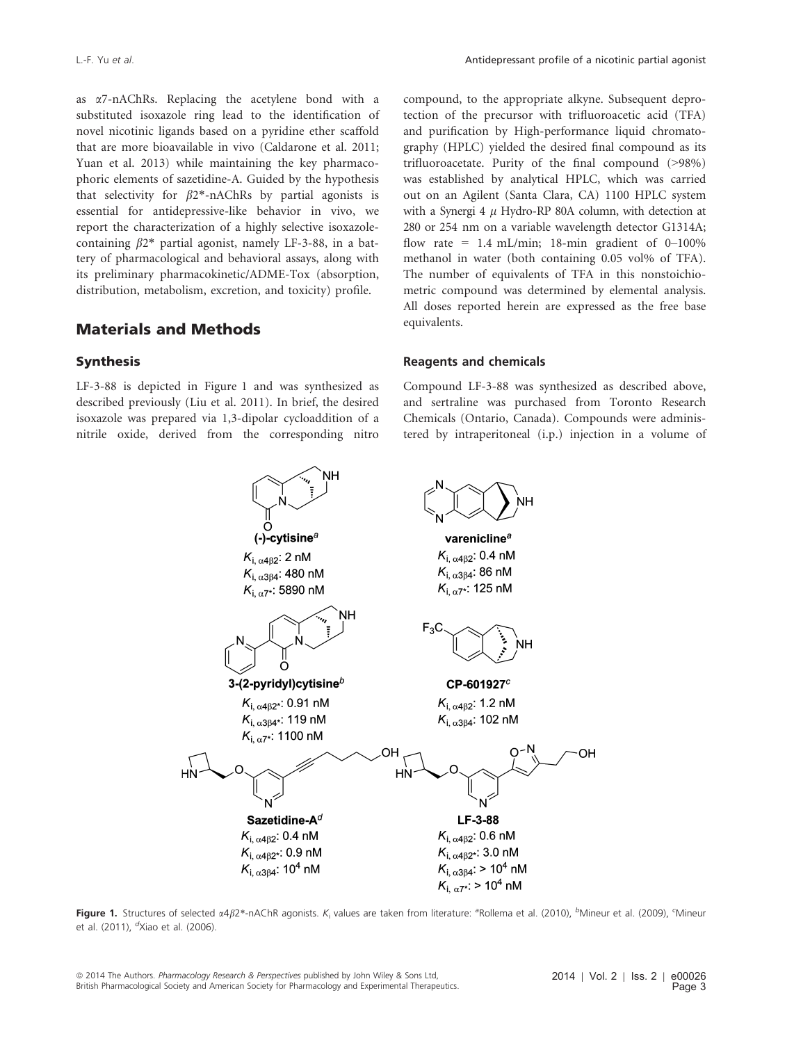as α7-nAChRs. Replacing the acetylene bond with a substituted isoxazole ring lead to the identification of novel nicotinic ligands based on a pyridine ether scaffold that are more bioavailable in vivo (Caldarone et al. 2011; Yuan et al. 2013) while maintaining the key pharmacophoric elements of sazetidine-A. Guided by the hypothesis that selectivity for β2*-nAChRs by partial agonists is essential for antidepressive-like behavior in vivo, we report the characterization of a highly selective isoxazole-containing β2* partial agonist, namely LF-3-88, in a battery of pharmacological and behavioral assays, along with its preliminary pharmacokinetic/ADME-Tox (absorption, distribution, metabolism, excretion, and toxicity) profile.

## Materials and Methods

### Synthesis

LF-3-88 is depicted in Figure 1 and was synthesized as described previously (Liu et al. 2011). In brief, the desired isoxazole was prepared via 1,3-dipolar cycloaddition of a nitrile oxide, derived from the corresponding nitro compound, to the appropriate alkyne. Subsequent deprotection of the precursor with trifluoroacetic acid (TFA) and purification by High-performance liquid chromatography (HPLC) yielded the desired final compound as its trifluoroacetate. Purity of the final compound (>98%) was established by analytical HPLC, which was carried out on an Agilent (Santa Clara, CA) 1100 HPLC system with a Synergi 4 μ Hydro-RP 80A column, with detection at 280 or 254 nm on a variable wavelength detector G1314A; flow rate = 1.4 mL/min; 18-min gradient of 0–100% methanol in water (both containing 0.05 vol% of TFA). The number of equivalents of TFA in this nonstoichiometric compound was determined by elemental analysis. All doses reported herein are expressed as the free base equivalents.

### Reagents and chemicals

Compound LF-3-88 was synthesized as described above, and sertraline was purchased from Toronto Research Chemicals (Ontario, Canada). Compounds were administered by intraperitoneal (i.p.) injection in a volume of

**(-)-cytisine**[a]
$K_{i,\,\alpha4\beta2}$: 2 nM
$K_{i,\,\alpha3\beta4}$: 480 nM
$K_{i,\,\alpha7*}$: 5890 nM

**varenicline**[a]
$K_{i,\,\alpha4\beta2}$: 0.4 nM
$K_{i,\,\alpha3\beta4}$: 86 nM
$K_{i,\,\alpha7*}$: 125 nM

**3-(2-pyridyl)cytisine**[b]
$K_{i,\,\alpha4\beta2*}$: 0.91 nM
$K_{i,\,\alpha3\beta4*}$: 119 nM
$K_{i,\,\alpha7*}$: 1100 nM

**CP-601927**[c]
$K_{i,\,\alpha4\beta2}$: 1.2 nM
$K_{i,\,\alpha3\beta4}$: 102 nM

**Sazetidine-A**[d]
$K_{i,\,\alpha4\beta2}$: 0.4 nM
$K_{i,\,\alpha4\beta2*}$: 0.9 nM
$K_{i,\,\alpha3\beta4}$: $10^4$ nM

**LF-3-88**
$K_{i,\,\alpha4\beta2}$: 0.6 nM
$K_{i,\,\alpha4\beta2*}$: 3.0 nM
$K_{i,\,\alpha3\beta4*}$: > $10^4$ nM
$K_{i,\,\alpha7*}$: > $10^4$ nM

**Figure 1.** Structures of selected α4β2*-nAChR agonists. $K_i$ values are taken from literature: [a]Rollema et al. (2010), [b]Mineur et al. (2009), [c]Mineur et al. (2011), [d]Xiao et al. (2006).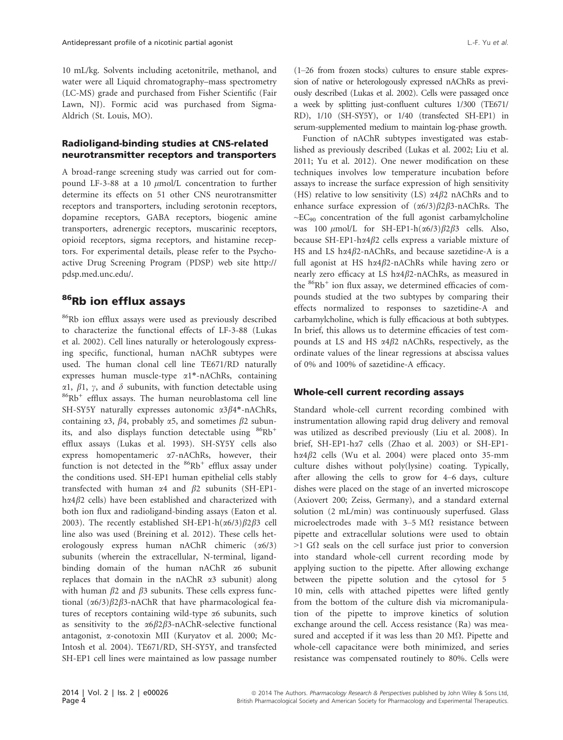10 mL/kg. Solvents including acetonitrile, methanol, and water were all Liquid chromatography–mass spectrometry (LC-MS) grade and purchased from Fisher Scientific (Fair Lawn, NJ). Formic acid was purchased from Sigma-Aldrich (St. Louis, MO).

### Radioligand-binding studies at CNS-related neurotransmitter receptors and transporters

A broad-range screening study was carried out for compound LF-3-88 at a 10 $\mu$mol/L concentration to further determine its effects on 51 other CNS neurotransmitter receptors and transporters, including serotonin receptors, dopamine receptors, GABA receptors, biogenic amine transporters, adrenergic receptors, muscarinic receptors, opioid receptors, sigma receptors, and histamine receptors. For experimental details, please refer to the Psychoactive Drug Screening Program (PDSP) web site http://pdsp.med.unc.edu/.

## $^{86}$Rb ion efflux assays

$^{86}$Rb ion efflux assays were used as previously described to characterize the functional effects of LF-3-88 (Lukas et al. 2002). Cell lines naturally or heterologously expressing specific, functional, human nAChR subtypes were used. The human clonal cell line TE671/RD naturally expresses human muscle-type $\alpha$1*-nAChRs, containing $\alpha$1, $\beta$1, $\gamma$, and $\delta$ subunits, with function detectable using $^{86}$Rb$^+$ efflux assays. The human neuroblastoma cell line SH-SY5Y naturally expresses autonomic $\alpha 3\beta 4$*-nAChRs, containing $\alpha$3, $\beta$4, probably $\alpha$5, and sometimes $\beta$2 subunits, and also displays function detectable using $^{86}$Rb$^+$ efflux assays (Lukas et al. 1993). SH-SY5Y cells also express homopentameric $\alpha$7-nAChRs, however, their function is not detected in the $^{86}$Rb$^+$ efflux assay under the conditions used. SH-EP1 human epithelial cells stably transfected with human $\alpha$4 and $\beta$2 subunits (SH-EP1-h$\alpha 4\beta 2$ cells) have been established and characterized with both ion flux and radioligand-binding assays (Eaton et al. 2003). The recently established SH-EP1-h($\alpha$6/3)$\beta 2\beta 3$ cell line also was used (Breining et al. 2012). These cells heterologously express human nAChR chimeric ($\alpha$6/3) subunits (wherein the extracellular, N-terminal, ligand-binding domain of the human nAChR $\alpha$6 subunit replaces that domain in the nAChR $\alpha$3 subunit) along with human $\beta$2 and $\beta$3 subunits. These cells express functional ($\alpha$6/3)$\beta 2\beta 3$-nAChR that have pharmacological features of receptors containing wild-type $\alpha$6 subunits, such as sensitivity to the $\alpha 6\beta 2\beta 3$-nAChR-selective functional antagonist, $\alpha$-conotoxin MII (Kuryatov et al. 2000; McIntosh et al. 2004). TE671/RD, SH-SY5Y, and transfected SH-EP1 cell lines were maintained as low passage number (1–26 from frozen stocks) cultures to ensure stable expression of native or heterologously expressed nAChRs as previously described (Lukas et al. 2002). Cells were passaged once a week by splitting just-confluent cultures 1/300 (TE671/RD), 1/10 (SH-SY5Y), or 1/40 (transfected SH-EP1) in serum-supplemented medium to maintain log-phase growth.

Function of nAChR subtypes investigated was established as previously described (Lukas et al. 2002; Liu et al. 2011; Yu et al. 2012). One newer modification on these techniques involves low temperature incubation before assays to increase the surface expression of high sensitivity (HS) relative to low sensitivity (LS) $\alpha 4\beta 2$ nAChRs and to enhance surface expression of ($\alpha$6/3)$\beta 2\beta 3$-nAChRs. The ~EC$_{90}$ concentration of the full agonist carbamylcholine was 100 $\mu$mol/L for SH-EP1-h($\alpha$6/3)$\beta 2\beta 3$ cells. Also, because SH-EP1-h$\alpha 4\beta 2$ cells express a variable mixture of HS and LS h$\alpha 4\beta 2$-nAChRs, and because sazetidine-A is a full agonist at HS h$\alpha 4\beta 2$-nAChRs while having zero or nearly zero efficacy at LS h$\alpha 4\beta 2$-nAChRs, as measured in the $^{86}$Rb$^+$ ion flux assay, we determined efficacies of compounds studied at the two subtypes by comparing their effects normalized to responses to sazetidine-A and carbamylcholine, which is fully efficacious at both subtypes. In brief, this allows us to determine efficacies of test compounds at LS and HS $\alpha 4\beta 2$ nAChRs, respectively, as the ordinate values of the linear regressions at abscissa values of 0% and 100% of sazetidine-A efficacy.

### Whole-cell current recording assays

Standard whole-cell current recording combined with instrumentation allowing rapid drug delivery and removal was utilized as described previously (Liu et al. 2008). In brief, SH-EP1-h$\alpha$7 cells (Zhao et al. 2003) or SH-EP1-h$\alpha 4\beta 2$ cells (Wu et al. 2004) were placed onto 35-mm culture dishes without poly(lysine) coating. Typically, after allowing the cells to grow for 4–6 days, culture dishes were placed on the stage of an inverted microscope (Axiovert 200; Zeiss, Germany), and a standard external solution (2 mL/min) was continuously superfused. Glass microelectrodes made with 3–5 M$\Omega$ resistance between pipette and extracellular solutions were used to obtain >1 G$\Omega$ seals on the cell surface just prior to conversion into standard whole-cell current recording mode by applying suction to the pipette. After allowing exchange between the pipette solution and the cytosol for 5 10 min, cells with attached pipettes were lifted gently from the bottom of the culture dish via micromanipulation of the pipette to improve kinetics of solution exchange around the cell. Access resistance (Ra) was measured and accepted if it was less than 20 M$\Omega$. Pipette and whole-cell capacitance were both minimized, and series resistance was compensated routinely to 80%. Cells were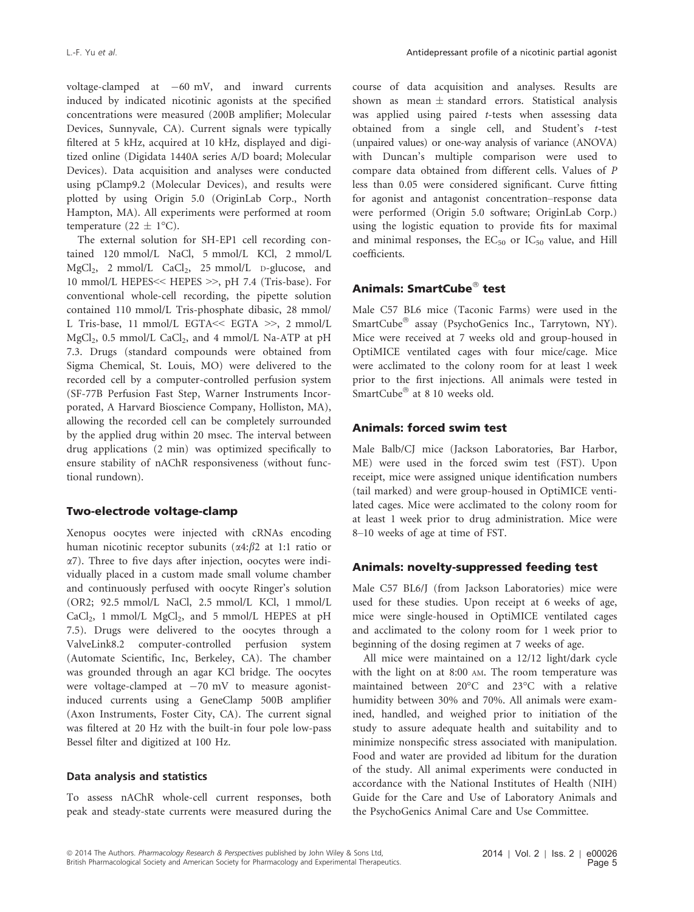voltage-clamped at −60 mV, and inward currents induced by indicated nicotinic agonists at the specified concentrations were measured (200B amplifier; Molecular Devices, Sunnyvale, CA). Current signals were typically filtered at 5 kHz, acquired at 10 kHz, displayed and digitized online (Digidata 1440A series A/D board; Molecular Devices). Data acquisition and analyses were conducted using pClamp9.2 (Molecular Devices), and results were plotted by using Origin 5.0 (OriginLab Corp., North Hampton, MA). All experiments were performed at room temperature (22 ± 1°C).

The external solution for SH-EP1 cell recording contained 120 mmol/L NaCl, 5 mmol/L KCl, 2 mmol/L $MgCl_2$, 2 mmol/L $CaCl_2$, 25 mmol/L D-glucose, and 10 mmol/L HEPES<< HEPES >>, pH 7.4 (Tris-base). For conventional whole-cell recording, the pipette solution contained 110 mmol/L Tris-phosphate dibasic, 28 mmol/L Tris-base, 11 mmol/L EGTA<< EGTA >>, 2 mmol/L $MgCl_2$, 0.5 mmol/L $CaCl_2$, and 4 mmol/L Na-ATP at pH 7.3. Drugs (standard compounds were obtained from Sigma Chemical, St. Louis, MO) were delivered to the recorded cell by a computer-controlled perfusion system (SF-77B Perfusion Fast Step, Warner Instruments Incorporated, A Harvard Bioscience Company, Holliston, MA), allowing the recorded cell can be completely surrounded by the applied drug within 20 msec. The interval between drug applications (2 min) was optimized specifically to ensure stability of nAChR responsiveness (without functional rundown).

## Two-electrode voltage-clamp

Xenopus oocytes were injected with cRNAs encoding human nicotinic receptor subunits ($\alpha4$:$\beta2$ at 1:1 ratio or $\alpha7$). Three to five days after injection, oocytes were individually placed in a custom made small volume chamber and continuously perfused with oocyte Ringer's solution (OR2; 92.5 mmol/L NaCl, 2.5 mmol/L KCl, 1 mmol/L $CaCl_2$, 1 mmol/L $MgCl_2$, and 5 mmol/L HEPES at pH 7.5). Drugs were delivered to the oocytes through a ValveLink8.2 computer-controlled perfusion system (Automate Scientific, Inc, Berkeley, CA). The chamber was grounded through an agar KCl bridge. The oocytes were voltage-clamped at −70 mV to measure agonist-induced currents using a GeneClamp 500B amplifier (Axon Instruments, Foster City, CA). The current signal was filtered at 20 Hz with the built-in four pole low-pass Bessel filter and digitized at 100 Hz.

### Data analysis and statistics

To assess nAChR whole-cell current responses, both peak and steady-state currents were measured during the course of data acquisition and analyses. Results are shown as mean ± standard errors. Statistical analysis was applied using paired *t*-tests when assessing data obtained from a single cell, and Student's *t*-test (unpaired values) or one-way analysis of variance (ANOVA) with Duncan's multiple comparison were used to compare data obtained from different cells. Values of *P* less than 0.05 were considered significant. Curve fitting for agonist and antagonist concentration–response data were performed (Origin 5.0 software; OriginLab Corp.) using the logistic equation to provide fits for maximal and minimal responses, the $EC_{50}$ or $IC_{50}$ value, and Hill coefficients.

## Animals: SmartCube® test

Male C57 BL6 mice (Taconic Farms) were used in the SmartCube® assay (PsychoGenics Inc., Tarrytown, NY). Mice were received at 7 weeks old and group-housed in OptiMICE ventilated cages with four mice/cage. Mice were acclimated to the colony room for at least 1 week prior to the first injections. All animals were tested in SmartCube® at 8 10 weeks old.

## Animals: forced swim test

Male Balb/CJ mice (Jackson Laboratories, Bar Harbor, ME) were used in the forced swim test (FST). Upon receipt, mice were assigned unique identification numbers (tail marked) and were group-housed in OptiMICE ventilated cages. Mice were acclimated to the colony room for at least 1 week prior to drug administration. Mice were 8–10 weeks of age at time of FST.

## Animals: novelty-suppressed feeding test

Male C57 BL6/J (from Jackson Laboratories) mice were used for these studies. Upon receipt at 6 weeks of age, mice were single-housed in OptiMICE ventilated cages and acclimated to the colony room for 1 week prior to beginning of the dosing regimen at 7 weeks of age.

All mice were maintained on a 12/12 light/dark cycle with the light on at 8:00 AM. The room temperature was maintained between 20°C and 23°C with a relative humidity between 30% and 70%. All animals were examined, handled, and weighed prior to initiation of the study to assure adequate health and suitability and to minimize nonspecific stress associated with manipulation. Food and water are provided ad libitum for the duration of the study. All animal experiments were conducted in accordance with the National Institutes of Health (NIH) Guide for the Care and Use of Laboratory Animals and the PsychoGenics Animal Care and Use Committee.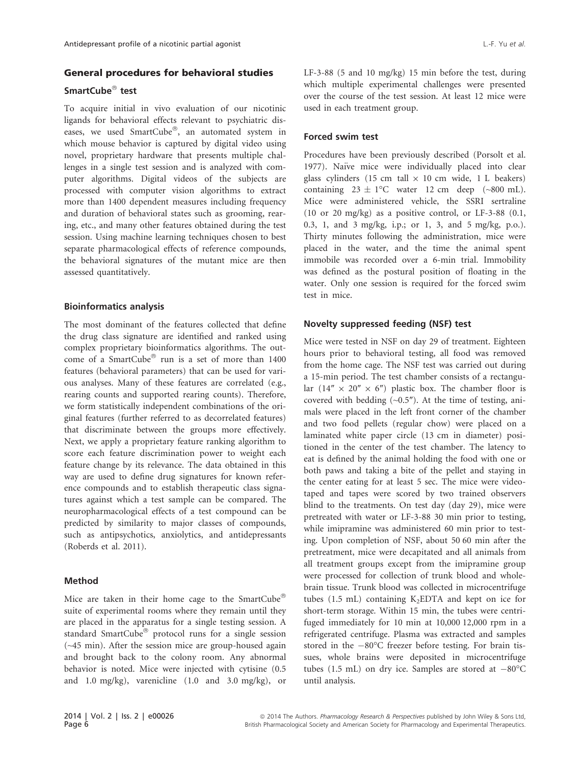## General procedures for behavioral studies

### SmartCube® test

To acquire initial in vivo evaluation of our nicotinic ligands for behavioral effects relevant to psychiatric diseases, we used SmartCube®, an automated system in which mouse behavior is captured by digital video using novel, proprietary hardware that presents multiple challenges in a single test session and is analyzed with computer algorithms. Digital videos of the subjects are processed with computer vision algorithms to extract more than 1400 dependent measures including frequency and duration of behavioral states such as grooming, rearing, etc., and many other features obtained during the test session. Using machine learning techniques chosen to best separate pharmacological effects of reference compounds, the behavioral signatures of the mutant mice are then assessed quantitatively.

### Bioinformatics analysis

The most dominant of the features collected that define the drug class signature are identified and ranked using complex proprietary bioinformatics algorithms. The outcome of a SmartCube® run is a set of more than 1400 features (behavioral parameters) that can be used for various analyses. Many of these features are correlated (e.g., rearing counts and supported rearing counts). Therefore, we form statistically independent combinations of the original features (further referred to as decorrelated features) that discriminate between the groups more effectively. Next, we apply a proprietary feature ranking algorithm to score each feature discrimination power to weight each feature change by its relevance. The data obtained in this way are used to define drug signatures for known reference compounds and to establish therapeutic class signatures against which a test sample can be compared. The neuropharmacological effects of a test compound can be predicted by similarity to major classes of compounds, such as antipsychotics, anxiolytics, and antidepressants (Roberds et al. 2011).

### Method

Mice are taken in their home cage to the SmartCube® suite of experimental rooms where they remain until they are placed in the apparatus for a single testing session. A standard SmartCube® protocol runs for a single session (~45 min). After the session mice are group-housed again and brought back to the colony room. Any abnormal behavior is noted. Mice were injected with cytisine (0.5 and 1.0 mg/kg), varenicline (1.0 and 3.0 mg/kg), or LF-3-88 (5 and 10 mg/kg) 15 min before the test, during which multiple experimental challenges were presented over the course of the test session. At least 12 mice were used in each treatment group.

### Forced swim test

Procedures have been previously described (Porsolt et al. 1977). Naïve mice were individually placed into clear glass cylinders (15 cm tall × 10 cm wide, 1 L beakers) containing 23 ± 1°C water 12 cm deep (~800 mL). Mice were administered vehicle, the SSRI sertraline (10 or 20 mg/kg) as a positive control, or LF-3-88 (0.1, 0.3, 1, and 3 mg/kg, i.p.; or 1, 3, and 5 mg/kg, p.o.). Thirty minutes following the administration, mice were placed in the water, and the time the animal spent immobile was recorded over a 6-min trial. Immobility was defined as the postural position of floating in the water. Only one session is required for the forced swim test in mice.

### Novelty suppressed feeding (NSF) test

Mice were tested in NSF on day 29 of treatment. Eighteen hours prior to behavioral testing, all food was removed from the home cage. The NSF test was carried out during a 15-min period. The test chamber consists of a rectangular (14″ × 20″ × 6″) plastic box. The chamber floor is covered with bedding (~0.5″). At the time of testing, animals were placed in the left front corner of the chamber and two food pellets (regular chow) were placed on a laminated white paper circle (13 cm in diameter) positioned in the center of the test chamber. The latency to eat is defined by the animal holding the food with one or both paws and taking a bite of the pellet and staying in the center eating for at least 5 sec. The mice were videotaped and tapes were scored by two trained observers blind to the treatments. On test day (day 29), mice were pretreated with water or LF-3-88 30 min prior to testing, while imipramine was administered 60 min prior to testing. Upon completion of NSF, about 50 60 min after the pretreatment, mice were decapitated and all animals from all treatment groups except from the imipramine group were processed for collection of trunk blood and whole-brain tissue. Trunk blood was collected in microcentrifuge tubes (1.5 mL) containing $K_2$EDTA and kept on ice for short-term storage. Within 15 min, the tubes were centrifuged immediately for 10 min at 10,000 12,000 rpm in a refrigerated centrifuge. Plasma was extracted and samples stored in the −80°C freezer before testing. For brain tissues, whole brains were deposited in microcentrifuge tubes (1.5 mL) on dry ice. Samples are stored at −80°C until analysis.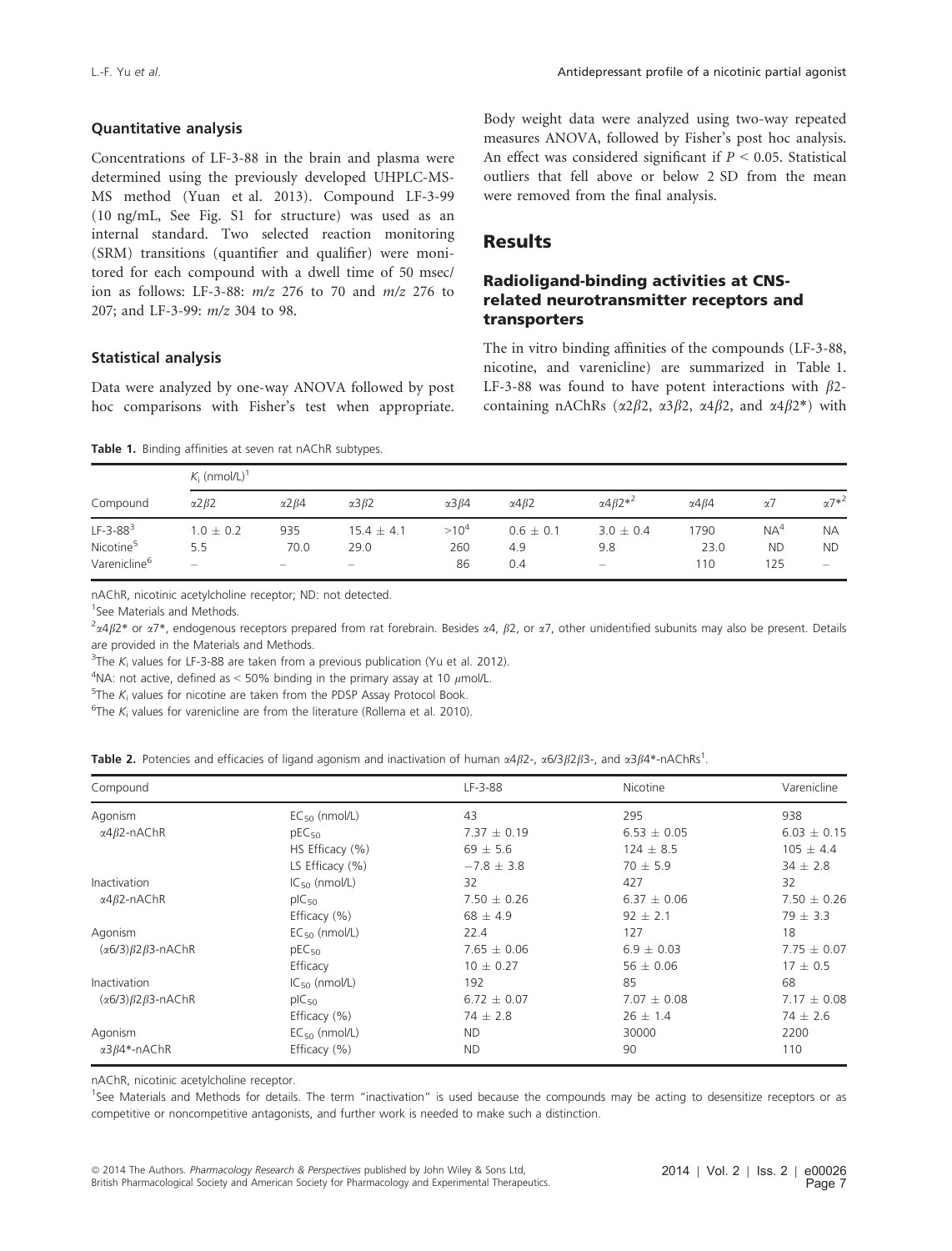### Quantitative analysis

Concentrations of LF-3-88 in the brain and plasma were determined using the previously developed UHPLC-MS-MS method (Yuan et al. 2013). Compound LF-3-99 (10 ng/mL, See Fig. S1 for structure) was used as an internal standard. Two selected reaction monitoring (SRM) transitions (quantifier and qualifier) were monitored for each compound with a dwell time of 50 msec/ion as follows: LF-3-88: $m/z$ 276 to 70 and $m/z$ 276 to 207; and LF-3-99: $m/z$ 304 to 98.

### Statistical analysis

Data were analyzed by one-way ANOVA followed by post hoc comparisons with Fisher's test when appropriate. Body weight data were analyzed using two-way repeated measures ANOVA, followed by Fisher's post hoc analysis. An effect was considered significant if $P < 0.05$. Statistical outliers that fell above or below 2 SD from the mean were removed from the final analysis.

## Results

### Radioligand-binding activities at CNS-related neurotransmitter receptors and transporters

The in vitro binding affinities of the compounds (LF-3-88, nicotine, and varenicline) are summarized in Table 1. LF-3-88 was found to have potent interactions with $\beta 2$-containing nAChRs ($\alpha 2\beta 2$, $\alpha 3\beta 2$, $\alpha 4\beta 2$, and $\alpha 4\beta 2^*$) with

**Table 1.** Binding affinities at seven rat nAChR subtypes.

| Compound | $K_i$ (nmol/L)[1] | | | | | | | | |
|---|---|---|---|---|---|---|---|---|---|
| | $\alpha 2\beta 2$ | $\alpha 2\beta 4$ | $\alpha 3\beta 2$ | $\alpha 3\beta 4$ | $\alpha 4\beta 2$ | $\alpha 4\beta 2^*$[2] | $\alpha 4\beta 4$ | $\alpha 7$ | $\alpha 7^*$[2] |
| LF-3-88[3] | $1.0 \pm 0.2$ | 935 | $15.4 \pm 4.1$ | $>10^4$ | $0.6 \pm 0.1$ | $3.0 \pm 0.4$ | 1790 | NA[4] | NA |
| Nicotine[5] | 5.5 | 70.0 | 29.0 | 260 | 4.9 | 9.8 | 23.0 | ND | ND |
| Varenicline[6] | – | – | – | 86 | 0.4 | – | 110 | 125 | – |

nAChR, nicotinic acetylcholine receptor; ND: not detected.

[1]See Materials and Methods.

[2]$\alpha 4\beta 2^*$ or $\alpha 7^*$, endogenous receptors prepared from rat forebrain. Besides $\alpha 4$, $\beta 2$, or $\alpha 7$, other unidentified subunits may also be present. Details are provided in the Materials and Methods.

[3]The $K_i$ values for LF-3-88 are taken from a previous publication (Yu et al. 2012).

[4]NA: not active, defined as < 50% binding in the primary assay at 10 $\mu$mol/L.

[5]The $K_i$ values for nicotine are taken from the PDSP Assay Protocol Book.

[6]The $K_i$ values for varenicline are from the literature (Rollema et al. 2010).

**Table 2.** Potencies and efficacies of ligand agonism and inactivation of human $\alpha 4\beta 2$-, $\alpha 6/3\beta 2\beta 3$-, and $\alpha 3\beta 4^*$-nAChRs[1].

| Compound | | LF-3-88 | Nicotine | Varenicline |
|---|---|---|---|---|
| Agonism | $EC_{50}$ (nmol/L) | 43 | 295 | 938 |
| $\alpha 4\beta 2$-nAChR | $pEC_{50}$ | $7.37 \pm 0.19$ | $6.53 \pm 0.05$ | $6.03 \pm 0.15$ |
| | HS Efficacy (%) | $69 \pm 5.6$ | $124 \pm 8.5$ | $105 \pm 4.4$ |
| | LS Efficacy (%) | $-7.8 \pm 3.8$ | $70 \pm 5.9$ | $34 \pm 2.8$ |
| Inactivation | $IC_{50}$ (nmol/L) | 32 | 427 | 32 |
| $\alpha 4\beta 2$-nAChR | $pIC_{50}$ | $7.50 \pm 0.26$ | $6.37 \pm 0.06$ | $7.50 \pm 0.26$ |
| | Efficacy (%) | $68 \pm 4.9$ | $92 \pm 2.1$ | $79 \pm 3.3$ |
| Agonism | $EC_{50}$ (nmol/L) | 22.4 | 127 | 18 |
| $(\alpha 6/3)\beta 2\beta 3$-nAChR | $pEC_{50}$ | $7.65 \pm 0.06$ | $6.9 \pm 0.03$ | $7.75 \pm 0.07$ |
| | Efficacy | $10 \pm 0.27$ | $56 \pm 0.06$ | $17 \pm 0.5$ |
| Inactivation | $IC_{50}$ (nmol/L) | 192 | 85 | 68 |
| $(\alpha 6/3)\beta 2\beta 3$-nAChR | $pIC_{50}$ | $6.72 \pm 0.07$ | $7.07 \pm 0.08$ | $7.17 \pm 0.08$ |
| | Efficacy (%) | $74 \pm 2.8$ | $26 \pm 1.4$ | $74 \pm 2.6$ |
| Agonism | $EC_{50}$ (nmol/L) | ND | 30000 | 2200 |
| $\alpha 3\beta 4^*$-nAChR | Efficacy (%) | ND | 90 | 110 |

nAChR, nicotinic acetylcholine receptor.

[1]See Materials and Methods for details. The term "inactivation" is used because the compounds may be acting to desensitize receptors or as competitive or noncompetitive antagonists, and further work is needed to make such a distinction.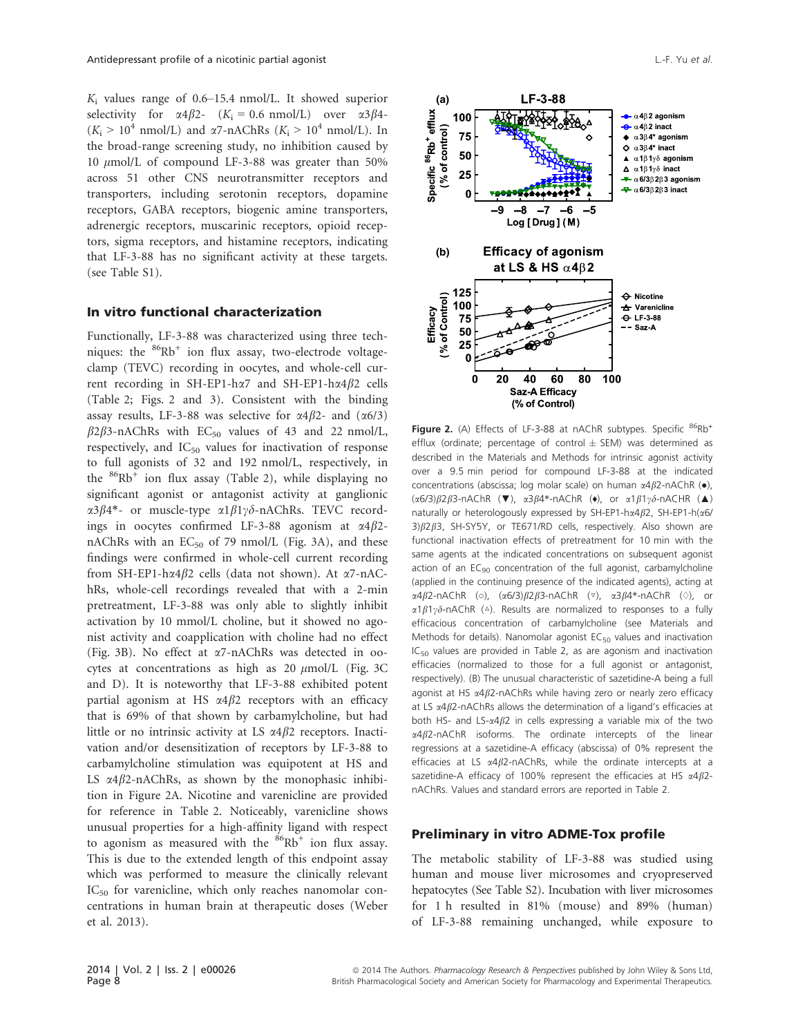$K_i$ values range of 0.6–15.4 nmol/L. It showed superior selectivity for $\alpha 4\beta 2$- ($K_i$ = 0.6 nmol/L) over $\alpha 3\beta 4$- ($K_i > 10^4$ nmol/L) and $\alpha 7$-nAChRs ($K_i > 10^4$ nmol/L). In the broad-range screening study, no inhibition caused by 10 $\mu$mol/L of compound LF-3-88 was greater than 50% across 51 other CNS neurotransmitter receptors and transporters, including serotonin receptors, dopamine receptors, GABA receptors, biogenic amine transporters, adrenergic receptors, muscarinic receptors, opioid receptors, sigma receptors, and histamine receptors, indicating that LF-3-88 has no significant activity at these targets. (see Table S1).

## In vitro functional characterization

Functionally, LF-3-88 was characterized using three techniques: the $^{86}Rb^+$ ion flux assay, two-electrode voltage-clamp (TEVC) recording in oocytes, and whole-cell current recording in SH-EP1-h$\alpha$7 and SH-EP1-h$\alpha 4\beta 2$ cells (Table 2; Figs. 2 and 3). Consistent with the binding assay results, LF-3-88 was selective for $\alpha 4\beta 2$- and ($\alpha$6/3) $\beta 2\beta 3$-nAChRs with $EC_{50}$ values of 43 and 22 nmol/L, respectively, and $IC_{50}$ values for inactivation of response to full agonists of 32 and 192 nmol/L, respectively, in the $^{86}Rb^+$ ion flux assay (Table 2), while displaying no significant agonist or antagonist activity at ganglionic $\alpha 3\beta 4$*- or muscle-type $\alpha 1\beta 1\gamma\delta$-nAChRs. TEVC recordings in oocytes confirmed LF-3-88 agonism at $\alpha 4\beta 2$-nAChRs with an $EC_{50}$ of 79 nmol/L (Fig. 3A), and these findings were confirmed in whole-cell current recording from SH-EP1-h$\alpha 4\beta 2$ cells (data not shown). At $\alpha$7-nAChRs, whole-cell recordings revealed that with a 2-min pretreatment, LF-3-88 was only able to slightly inhibit activation by 10 mmol/L choline, but it showed no agonist activity and coapplication with choline had no effect (Fig. 3B). No effect at $\alpha$7-nAChRs was detected in oocytes at concentrations as high as 20 $\mu$mol/L (Fig. 3C and D). It is noteworthy that LF-3-88 exhibited potent partial agonism at HS $\alpha 4\beta 2$ receptors with an efficacy that is 69% of that shown by carbamylcholine, but had little or no intrinsic activity at LS $\alpha 4\beta 2$ receptors. Inactivation and/or desensitization of receptors by LF-3-88 to carbamylcholine stimulation was equipotent at HS and LS $\alpha 4\beta 2$-nAChRs, as shown by the monophasic inhibition in Figure 2A. Nicotine and varenicline are provided for reference in Table 2. Noticeably, varenicline shows unusual properties for a high-affinity ligand with respect to agonism as measured with the $^{86}Rb^+$ ion flux assay. This is due to the extended length of this endpoint assay which was performed to measure the clinically relevant $IC_{50}$ for varenicline, which only reaches nanomolar concentrations in human brain at therapeutic doses (Weber et al. 2013).

**Figure 2.** (A) Effects of LF-3-88 at nAChR subtypes. Specific $^{86}Rb^+$ efflux (ordinate; percentage of control ± SEM) was determined as described in the Materials and Methods for intrinsic agonist activity over a 9.5 min period for compound LF-3-88 at the indicated concentrations (abscissa; log molar scale) on human $\alpha 4\beta 2$-nAChR (●), ($\alpha$6/3)$\beta 2\beta 3$-nAChR (▼), $\alpha 3\beta 4$*-nAChR (♦), or $\alpha 1\beta 1\gamma\delta$-nAChR (▲) naturally or heterologously expressed by SH-EP1-h$\alpha 4\beta 2$, SH-EP1-h($\alpha$6/3)$\beta 2\beta 3$, SH-SY5Y, or TE671/RD cells, respectively. Also shown are functional inactivation effects of pretreatment for 10 min with the same agents at the indicated concentrations on subsequent agonist action of an $EC_{90}$ concentration of the full agonist, carbamylcholine (applied in the continuing presence of the indicated agents), acting at $\alpha 4\beta 2$-nAChR (○), ($\alpha$6/3)$\beta 2\beta 3$-nAChR (▽), $\alpha 3\beta 4$*-nAChR (◇), or $\alpha 1\beta 1\gamma\delta$-nAChR (△). Results are normalized to responses to a fully efficacious concentration of carbamylcholine (see Materials and Methods for details). Nanomolar agonist $EC_{50}$ values and inactivation $IC_{50}$ values are provided in Table 2, as are agonism and inactivation efficacies (normalized to those for a full agonist or antagonist, respectively). (B) The unusual characteristic of sazetidine-A being a full agonist at HS $\alpha 4\beta 2$-nAChRs while having zero or nearly zero efficacy at LS $\alpha 4\beta 2$-nAChRs allows the determination of a ligand's efficacies at both HS- and LS-$\alpha 4\beta 2$ in cells expressing a variable mix of the two $\alpha 4\beta 2$-nAChR isoforms. The ordinate intercepts of the linear regressions at a sazetidine-A efficacy (abscissa) of 0% represent the efficacies at LS $\alpha 4\beta 2$-nAChRs, while the ordinate intercepts at a sazetidine-A efficacy of 100% represent the efficacies at HS $\alpha 4\beta 2$-nAChRs. Values and standard errors are reported in Table 2.

## Preliminary in vitro ADME-Tox profile

The metabolic stability of LF-3-88 was studied using human and mouse liver microsomes and cryopreserved hepatocytes (See Table S2). Incubation with liver microsomes for 1 h resulted in 81% (mouse) and 89% (human) of LF-3-88 remaining unchanged, while exposure to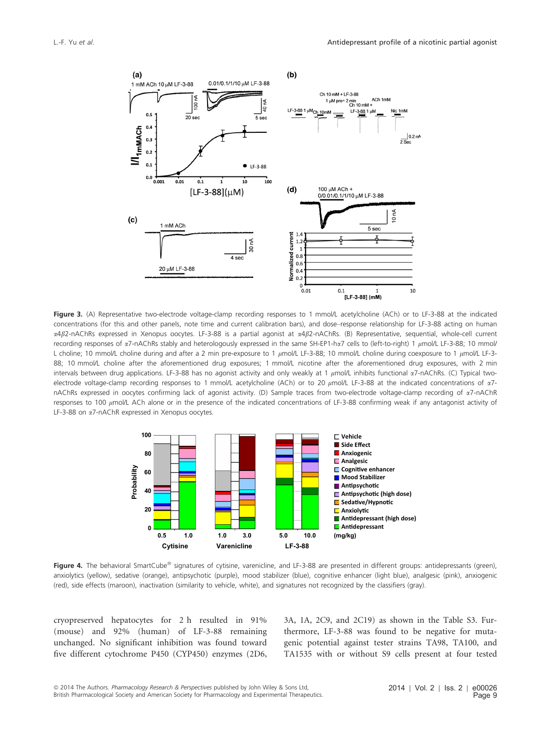**Figure 3.** (A) Representative two-electrode voltage-clamp recording responses to 1 mmol/L acetylcholine (ACh) or to LF-3-88 at the indicated concentrations (for this and other panels, note time and current calibration bars), and dose–response relationship for LF-3-88 acting on human $\alpha4\beta2$-nAChRs expressed in Xenopus oocytes. LF-3-88 is a partial agonist at $\alpha4\beta2$-nAChRs. (B) Representative, sequential, whole-cell current recording responses of $\alpha7$-nAChRs stably and heterologously expressed in the same SH-EP1-h$\alpha7$ cells to (left-to-right) 1 $\mu$mol/L LF-3-88; 10 mmol/L choline; 10 mmol/L choline during and after a 2 min pre-exposure to 1 $\mu$mol/L LF-3-88; 10 mmol/L choline during coexposure to 1 $\mu$mol/L LF-3-88; 10 mmol/L choline after the aforementioned drug exposures; 1 mmol/L nicotine after the aforementioned drug exposures, with 2 min intervals between drug applications. LF-3-88 has no agonist activity and only weakly at 1 $\mu$mol/L inhibits functional $\alpha7$-nAChRs. (C) Typical two-electrode voltage-clamp recording responses to 1 mmol/L acetylcholine (ACh) or to 20 $\mu$mol/L LF-3-88 at the indicated concentrations of $\alpha7$-nAChRs expressed in oocytes confirming lack of agonist activity. (D) Sample traces from two-electrode voltage-clamp recording of $\alpha7$-nAChR responses to 100 $\mu$mol/L ACh alone or in the presence of the indicated concentrations of LF-3-88 confirming weak if any antagonist activity of LF-3-88 on $\alpha7$-nAChR expressed in Xenopus oocytes.

**Figure 4.** The behavioral SmartCube® signatures of cytisine, varenicline, and LF-3-88 are presented in different groups: antidepressants (green), anxiolytics (yellow), sedative (orange), antipsychotic (purple), mood stabilizer (blue), cognitive enhancer (light blue), analgesic (pink), anxiogenic (red), side effects (maroon), inactivation (similarity to vehicle, white), and signatures not recognized by the classifiers (gray).

cryopreserved hepatocytes for 2 h resulted in 91% (mouse) and 92% (human) of LF-3-88 remaining unchanged. No significant inhibition was found toward five different cytochrome P450 (CYP450) enzymes (2D6, 3A, 1A, 2C9, and 2C19) as shown in the Table S3. Furthermore, LF-3-88 was found to be negative for mutagenic potential against tester strains TA98, TA100, and TA1535 with or without S9 cells present at four tested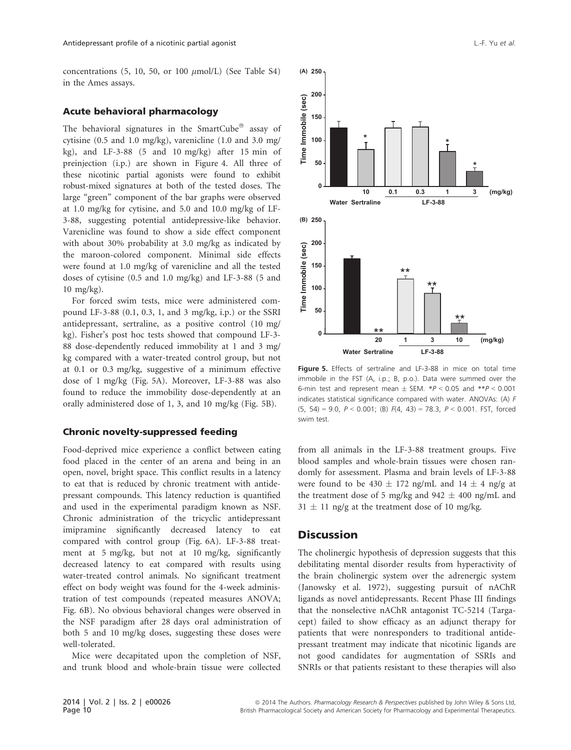concentrations (5, 10, 50, or 100 $\mu$mol/L) (See Table S4) in the Ames assays.

### Acute behavioral pharmacology

The behavioral signatures in the SmartCube® assay of cytisine (0.5 and 1.0 mg/kg), varenicline (1.0 and 3.0 mg/kg), and LF-3-88 (5 and 10 mg/kg) after 15 min of preinjection (i.p.) are shown in Figure 4. All three of these nicotinic partial agonists were found to exhibit robust-mixed signatures at both of the tested doses. The large "green" component of the bar graphs were observed at 1.0 mg/kg for cytisine, and 5.0 and 10.0 mg/kg of LF-3-88, suggesting potential antidepressive-like behavior. Varenicline was found to show a side effect component with about 30% probability at 3.0 mg/kg as indicated by the maroon-colored component. Minimal side effects were found at 1.0 mg/kg of varenicline and all the tested doses of cytisine (0.5 and 1.0 mg/kg) and LF-3-88 (5 and 10 mg/kg).

For forced swim tests, mice were administered compound LF-3-88 (0.1, 0.3, 1, and 3 mg/kg, i.p.) or the SSRI antidepressant, sertraline, as a positive control (10 mg/kg). Fisher's post hoc tests showed that compound LF-3-88 dose-dependently reduced immobility at 1 and 3 mg/kg compared with a water-treated control group, but not at 0.1 or 0.3 mg/kg, suggestive of a minimum effective dose of 1 mg/kg (Fig. 5A). Moreover, LF-3-88 was also found to reduce the immobility dose-dependently at an orally administered dose of 1, 3, and 10 mg/kg (Fig. 5B).

Figure 5. Effects of sertraline and LF-3-88 in mice on total time immobile in the FST (A, i.p.; B, p.o.). Data were summed over the 6-min test and represent mean ± SEM. \*$P < 0.05$ and \*\*$P < 0.001$ indicates statistical significance compared with water. ANOVAs: (A) $F(5, 54) = 9.0$, $P < 0.001$; (B) $F(4, 43) = 78.3$, $P < 0.001$. FST, forced swim test.

### Chronic novelty-suppressed feeding

Food-deprived mice experience a conflict between eating food placed in the center of an arena and being in an open, novel, bright space. This conflict results in a latency to eat that is reduced by chronic treatment with antidepressant compounds. This latency reduction is quantified and used in the experimental paradigm known as NSF. Chronic administration of the tricyclic antidepressant imipramine significantly decreased latency to eat compared with control group (Fig. 6A). LF-3-88 treatment at 5 mg/kg, but not at 10 mg/kg, significantly decreased latency to eat compared with results using water-treated control animals. No significant treatment effect on body weight was found for the 4-week administration of test compounds (repeated measures ANOVA; Fig. 6B). No obvious behavioral changes were observed in the NSF paradigm after 28 days oral administration of both 5 and 10 mg/kg doses, suggesting these doses were well-tolerated.

Mice were decapitated upon the completion of NSF, and trunk blood and whole-brain tissue were collected from all animals in the LF-3-88 treatment groups. Five blood samples and whole-brain tissues were chosen randomly for assessment. Plasma and brain levels of LF-3-88 were found to be 430 ± 172 ng/mL and 14 ± 4 ng/g at the treatment dose of 5 mg/kg and 942 ± 400 ng/mL and 31 ± 11 ng/g at the treatment dose of 10 mg/kg.

## Discussion

The cholinergic hypothesis of depression suggests that this debilitating mental disorder results from hyperactivity of the brain cholinergic system over the adrenergic system (Janowsky et al. 1972), suggesting pursuit of nAChR ligands as novel antidepressants. Recent Phase III findings that the nonselective nAChR antagonist TC-5214 (Targacept) failed to show efficacy as an adjunct therapy for patients that were nonresponders to traditional antidepressant treatment may indicate that nicotinic ligands are not good candidates for augmentation of SSRIs and SNRIs or that patients resistant to these therapies will also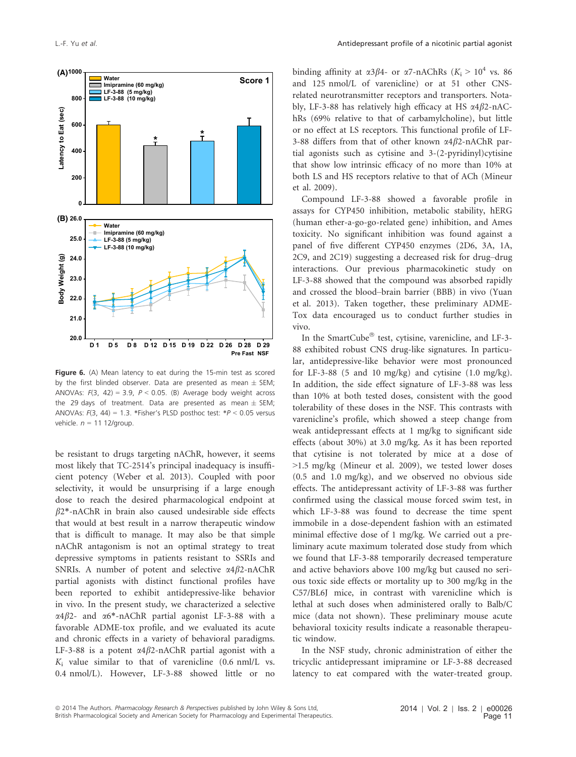Figure 6. (A) Mean latency to eat during the 15-min test as scored by the first blinded observer. Data are presented as mean ± SEM; ANOVAs: $F(3, 42) = 3.9$, $P < 0.05$. (B) Average body weight across the 29 days of treatment. Data are presented as mean ± SEM; ANOVAs: $F(3, 44) = 1.3$. *Fisher's PLSD posthoc test: *$P < 0.05$ versus vehicle. $n$ = 11 12/group.

be resistant to drugs targeting nAChR, however, it seems most likely that TC-2514's principal inadequacy is insufficient potency (Weber et al. 2013). Coupled with poor selectivity, it would be unsurprising if a large enough dose to reach the desired pharmacological endpoint at $\beta2$*-nAChR in brain also caused undesirable side effects that would at best result in a narrow therapeutic window that is difficult to manage. It may also be that simple nAChR antagonism is not an optimal strategy to treat depressive symptoms in patients resistant to SSRIs and SNRIs. A number of potent and selective $\alpha4\beta2$-nAChR partial agonists with distinct functional profiles have been reported to exhibit antidepressive-like behavior in vivo. In the present study, we characterized a selective $\alpha4\beta2$- and $\alpha6$*-nAChR partial agonist LF-3-88 with a favorable ADME-tox profile, and we evaluated its acute and chronic effects in a variety of behavioral paradigms. LF-3-88 is a potent $\alpha4\beta2$-nAChR partial agonist with a $K_i$ value similar to that of varenicline (0.6 nml/L vs. 0.4 nmol/L). However, LF-3-88 showed little or no binding affinity at $\alpha3\beta4$- or $\alpha7$-nAChRs ($K_i > 10^4$ vs. 86 and 125 nmol/L of varenicline) or at 51 other CNS-related neurotransmitter receptors and transporters. Notably, LF-3-88 has relatively high efficacy at HS $\alpha4\beta2$-nAChRs (69% relative to that of carbamylcholine), but little or no effect at LS receptors. This functional profile of LF-3-88 differs from that of other known $\alpha4\beta2$-nAChR partial agonists such as cytisine and 3-(2-pyridinyl)cytisine that show low intrinsic efficacy of no more than 10% at both LS and HS receptors relative to that of ACh (Mineur et al. 2009).

Compound LF-3-88 showed a favorable profile in assays for CYP450 inhibition, metabolic stability, hERG (human ether-a-go-go-related gene) inhibition, and Ames toxicity. No significant inhibition was found against a panel of five different CYP450 enzymes (2D6, 3A, 1A, 2C9, and 2C19) suggesting a decreased risk for drug–drug interactions. Our previous pharmacokinetic study on LF-3-88 showed that the compound was absorbed rapidly and crossed the blood–brain barrier (BBB) in vivo (Yuan et al. 2013). Taken together, these preliminary ADME-Tox data encouraged us to conduct further studies in vivo.

In the SmartCube® test, cytisine, varenicline, and LF-3-88 exhibited robust CNS drug-like signatures. In particular, antidepressive-like behavior were most pronounced for LF-3-88 (5 and 10 mg/kg) and cytisine (1.0 mg/kg). In addition, the side effect signature of LF-3-88 was less than 10% at both tested doses, consistent with the good tolerability of these doses in the NSF. This contrasts with varenicline's profile, which showed a steep change from weak antidepressant effects at 1 mg/kg to significant side effects (about 30%) at 3.0 mg/kg. As it has been reported that cytisine is not tolerated by mice at a dose of >1.5 mg/kg (Mineur et al. 2009), we tested lower doses (0.5 and 1.0 mg/kg), and we observed no obvious side effects. The antidepressant activity of LF-3-88 was further confirmed using the classical mouse forced swim test, in which LF-3-88 was found to decrease the time spent immobile in a dose-dependent fashion with an estimated minimal effective dose of 1 mg/kg. We carried out a preliminary acute maximum tolerated dose study from which we found that LF-3-88 temporarily decreased temperature and active behaviors above 100 mg/kg but caused no serious toxic side effects or mortality up to 300 mg/kg in the C57/BL6J mice, in contrast with varenicline which is lethal at such doses when administered orally to Balb/C mice (data not shown). These preliminary mouse acute behavioral toxicity results indicate a reasonable therapeutic window.

In the NSF study, chronic administration of either the tricyclic antidepressant imipramine or LF-3-88 decreased latency to eat compared with the water-treated group.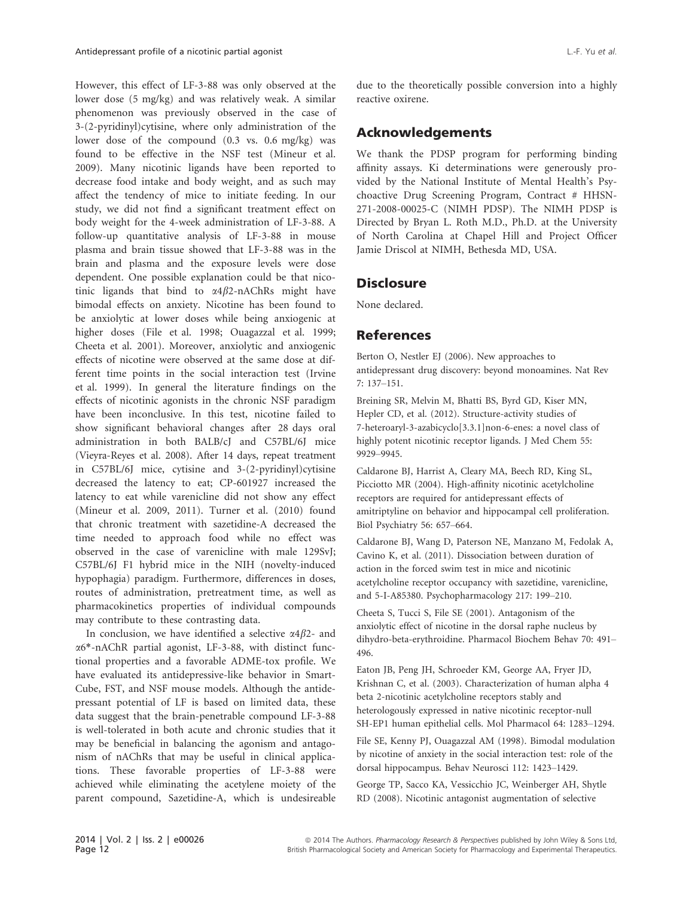However, this effect of LF-3-88 was only observed at the lower dose (5 mg/kg) and was relatively weak. A similar phenomenon was previously observed in the case of 3-(2-pyridinyl)cytisine, where only administration of the lower dose of the compound (0.3 vs. 0.6 mg/kg) was found to be effective in the NSF test (Mineur et al. 2009). Many nicotinic ligands have been reported to decrease food intake and body weight, and as such may affect the tendency of mice to initiate feeding. In our study, we did not find a significant treatment effect on body weight for the 4-week administration of LF-3-88. A follow-up quantitative analysis of LF-3-88 in mouse plasma and brain tissue showed that LF-3-88 was in the brain and plasma and the exposure levels were dose dependent. One possible explanation could be that nicotinic ligands that bind to $\alpha4\beta2$-nAChRs might have bimodal effects on anxiety. Nicotine has been found to be anxiolytic at lower doses while being anxiogenic at higher doses (File et al. 1998; Ouagazzal et al. 1999; Cheeta et al. 2001). Moreover, anxiolytic and anxiogenic effects of nicotine were observed at the same dose at different time points in the social interaction test (Irvine et al. 1999). In general the literature findings on the effects of nicotinic agonists in the chronic NSF paradigm have been inconclusive. In this test, nicotine failed to show significant behavioral changes after 28 days oral administration in both BALB/cJ and C57BL/6J mice (Vieyra-Reyes et al. 2008). After 14 days, repeat treatment in C57BL/6J mice, cytisine and 3-(2-pyridinyl)cytisine decreased the latency to eat; CP-601927 increased the latency to eat while varenicline did not show any effect (Mineur et al. 2009, 2011). Turner et al. (2010) found that chronic treatment with sazetidine-A decreased the time needed to approach food while no effect was observed in the case of varenicline with male 129SvJ; C57BL/6J F1 hybrid mice in the NIH (novelty-induced hypophagia) paradigm. Furthermore, differences in doses, routes of administration, pretreatment time, as well as pharmacokinetics properties of individual compounds may contribute to these contrasting data.

In conclusion, we have identified a selective $\alpha4\beta2$- and $\alpha6^*$-nAChR partial agonist, LF-3-88, with distinct functional properties and a favorable ADME-tox profile. We have evaluated its antidepressive-like behavior in SmartCube, FST, and NSF mouse models. Although the antidepressant potential of LF is based on limited data, these data suggest that the brain-penetrable compound LF-3-88 is well-tolerated in both acute and chronic studies that it may be beneficial in balancing the agonism and antagonism of nAChRs that may be useful in clinical applications. These favorable properties of LF-3-88 were achieved while eliminating the acetylene moiety of the parent compound, Sazetidine-A, which is undesireable due to the theoretically possible conversion into a highly reactive oxirene.

## Acknowledgements

We thank the PDSP program for performing binding affinity assays. Ki determinations were generously provided by the National Institute of Mental Health's Psychoactive Drug Screening Program, Contract # HHSN-271-2008-00025-C (NIMH PDSP). The NIMH PDSP is Directed by Bryan L. Roth M.D., Ph.D. at the University of North Carolina at Chapel Hill and Project Officer Jamie Driscol at NIMH, Bethesda MD, USA.

## Disclosure

None declared.

## References

Berton O, Nestler EJ (2006). New approaches to antidepressant drug discovery: beyond monoamines. Nat Rev 7: 137–151.

Breining SR, Melvin M, Bhatti BS, Byrd GD, Kiser MN, Hepler CD, et al. (2012). Structure-activity studies of 7-heteroaryl-3-azabicyclo[3.3.1]non-6-enes: a novel class of highly potent nicotinic receptor ligands. J Med Chem 55: 9929–9945.

Caldarone BJ, Harrist A, Cleary MA, Beech RD, King SL, Picciotto MR (2004). High-affinity nicotinic acetylcholine receptors are required for antidepressant effects of amitriptyline on behavior and hippocampal cell proliferation. Biol Psychiatry 56: 657–664.

Caldarone BJ, Wang D, Paterson NE, Manzano M, Fedolak A, Cavino K, et al. (2011). Dissociation between duration of action in the forced swim test in mice and nicotinic acetylcholine receptor occupancy with sazetidine, varenicline, and 5-I-A85380. Psychopharmacology 217: 199–210.

Cheeta S, Tucci S, File SE (2001). Antagonism of the anxiolytic effect of nicotine in the dorsal raphe nucleus by dihydro-beta-erythroidine. Pharmacol Biochem Behav 70: 491–496.

Eaton JB, Peng JH, Schroeder KM, George AA, Fryer JD, Krishnan C, et al. (2003). Characterization of human alpha 4 beta 2-nicotinic acetylcholine receptors stably and heterologously expressed in native nicotinic receptor-null SH-EP1 human epithelial cells. Mol Pharmacol 64: 1283–1294.

File SE, Kenny PJ, Ouagazzal AM (1998). Bimodal modulation by nicotine of anxiety in the social interaction test: role of the dorsal hippocampus. Behav Neurosci 112: 1423–1429.

George TP, Sacco KA, Vessicchio JC, Weinberger AH, Shytle RD (2008). Nicotinic antagonist augmentation of selective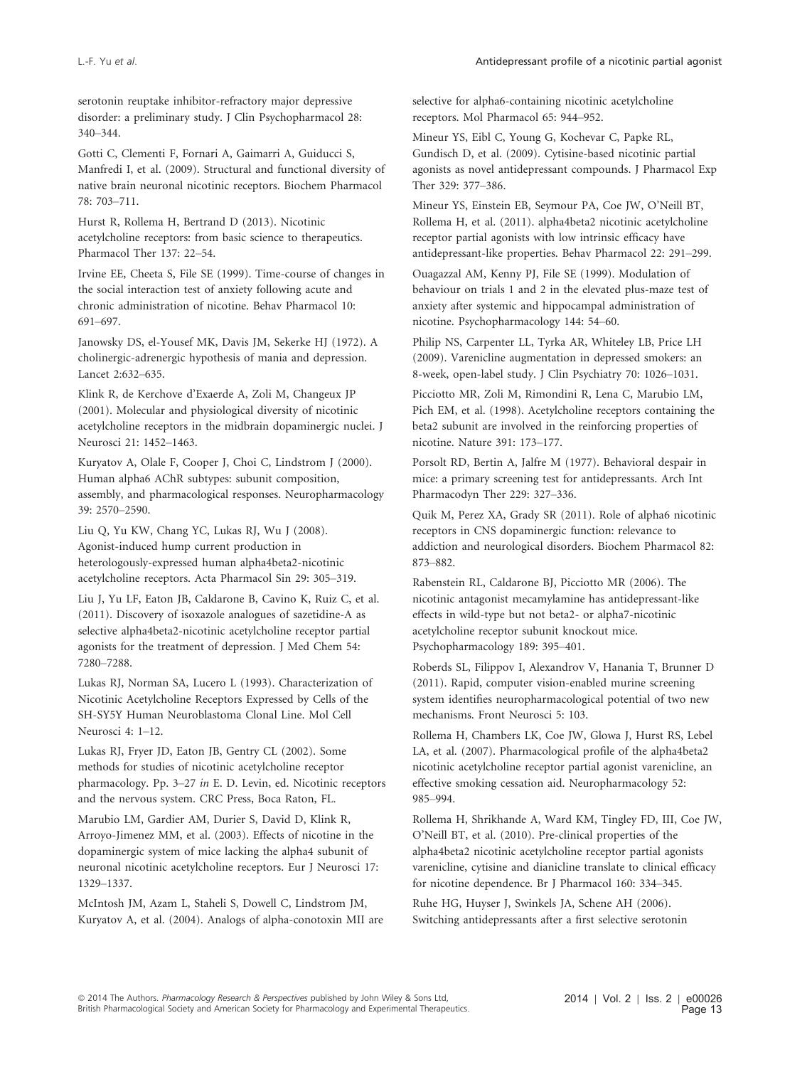serotonin reuptake inhibitor-refractory major depressive disorder: a preliminary study. J Clin Psychopharmacol 28: 340–344.

Gotti C, Clementi F, Fornari A, Gaimarri A, Guiducci S, Manfredi I, et al. (2009). Structural and functional diversity of native brain neuronal nicotinic receptors. Biochem Pharmacol 78: 703–711.

Hurst R, Rollema H, Bertrand D (2013). Nicotinic acetylcholine receptors: from basic science to therapeutics. Pharmacol Ther 137: 22–54.

Irvine EE, Cheeta S, File SE (1999). Time-course of changes in the social interaction test of anxiety following acute and chronic administration of nicotine. Behav Pharmacol 10: 691–697.

Janowsky DS, el-Yousef MK, Davis JM, Sekerke HJ (1972). A cholinergic-adrenergic hypothesis of mania and depression. Lancet 2:632–635.

Klink R, de Kerchove d'Exaerde A, Zoli M, Changeux JP (2001). Molecular and physiological diversity of nicotinic acetylcholine receptors in the midbrain dopaminergic nuclei. J Neurosci 21: 1452–1463.

Kuryatov A, Olale F, Cooper J, Choi C, Lindstrom J (2000). Human alpha6 AChR subtypes: subunit composition, assembly, and pharmacological responses. Neuropharmacology 39: 2570–2590.

Liu Q, Yu KW, Chang YC, Lukas RJ, Wu J (2008). Agonist-induced hump current production in heterologously-expressed human alpha4beta2-nicotinic acetylcholine receptors. Acta Pharmacol Sin 29: 305–319.

Liu J, Yu LF, Eaton JB, Caldarone B, Cavino K, Ruiz C, et al. (2011). Discovery of isoxazole analogues of sazetidine-A as selective alpha4beta2-nicotinic acetylcholine receptor partial agonists for the treatment of depression. J Med Chem 54: 7280–7288.

Lukas RJ, Norman SA, Lucero L (1993). Characterization of Nicotinic Acetylcholine Receptors Expressed by Cells of the SH-SY5Y Human Neuroblastoma Clonal Line. Mol Cell Neurosci 4: 1–12.

Lukas RJ, Fryer JD, Eaton JB, Gentry CL (2002). Some methods for studies of nicotinic acetylcholine receptor pharmacology. Pp. 3–27 *in* E. D. Levin, ed. Nicotinic receptors and the nervous system. CRC Press, Boca Raton, FL.

Marubio LM, Gardier AM, Durier S, David D, Klink R, Arroyo-Jimenez MM, et al. (2003). Effects of nicotine in the dopaminergic system of mice lacking the alpha4 subunit of neuronal nicotinic acetylcholine receptors. Eur J Neurosci 17: 1329–1337.

McIntosh JM, Azam L, Staheli S, Dowell C, Lindstrom JM, Kuryatov A, et al. (2004). Analogs of alpha-conotoxin MII are selective for alpha6-containing nicotinic acetylcholine receptors. Mol Pharmacol 65: 944–952.

Mineur YS, Eibl C, Young G, Kochevar C, Papke RL, Gundisch D, et al. (2009). Cytisine-based nicotinic partial agonists as novel antidepressant compounds. J Pharmacol Exp Ther 329: 377–386.

Mineur YS, Einstein EB, Seymour PA, Coe JW, O'Neill BT, Rollema H, et al. (2011). alpha4beta2 nicotinic acetylcholine receptor partial agonists with low intrinsic efficacy have antidepressant-like properties. Behav Pharmacol 22: 291–299.

Ouagazzal AM, Kenny PJ, File SE (1999). Modulation of behaviour on trials 1 and 2 in the elevated plus-maze test of anxiety after systemic and hippocampal administration of nicotine. Psychopharmacology 144: 54–60.

Philip NS, Carpenter LL, Tyrka AR, Whiteley LB, Price LH (2009). Varenicline augmentation in depressed smokers: an 8-week, open-label study. J Clin Psychiatry 70: 1026–1031.

Picciotto MR, Zoli M, Rimondini R, Lena C, Marubio LM, Pich EM, et al. (1998). Acetylcholine receptors containing the beta2 subunit are involved in the reinforcing properties of nicotine. Nature 391: 173–177.

Porsolt RD, Bertin A, Jalfre M (1977). Behavioral despair in mice: a primary screening test for antidepressants. Arch Int Pharmacodyn Ther 229: 327–336.

Quik M, Perez XA, Grady SR (2011). Role of alpha6 nicotinic receptors in CNS dopaminergic function: relevance to addiction and neurological disorders. Biochem Pharmacol 82: 873–882.

Rabenstein RL, Caldarone BJ, Picciotto MR (2006). The nicotinic antagonist mecamylamine has antidepressant-like effects in wild-type but not beta2- or alpha7-nicotinic acetylcholine receptor subunit knockout mice. Psychopharmacology 189: 395–401.

Roberds SL, Filippov I, Alexandrov V, Hanania T, Brunner D (2011). Rapid, computer vision-enabled murine screening system identifies neuropharmacological potential of two new mechanisms. Front Neurosci 5: 103.

Rollema H, Chambers LK, Coe JW, Glowa J, Hurst RS, Lebel LA, et al. (2007). Pharmacological profile of the alpha4beta2 nicotinic acetylcholine receptor partial agonist varenicline, an effective smoking cessation aid. Neuropharmacology 52: 985–994.

Rollema H, Shrikhande A, Ward KM, Tingley FD, III, Coe JW, O'Neill BT, et al. (2010). Pre-clinical properties of the alpha4beta2 nicotinic acetylcholine receptor partial agonists varenicline, cytisine and dianicline translate to clinical efficacy for nicotine dependence. Br J Pharmacol 160: 334–345.

Ruhe HG, Huyser J, Swinkels JA, Schene AH (2006). Switching antidepressants after a first selective serotonin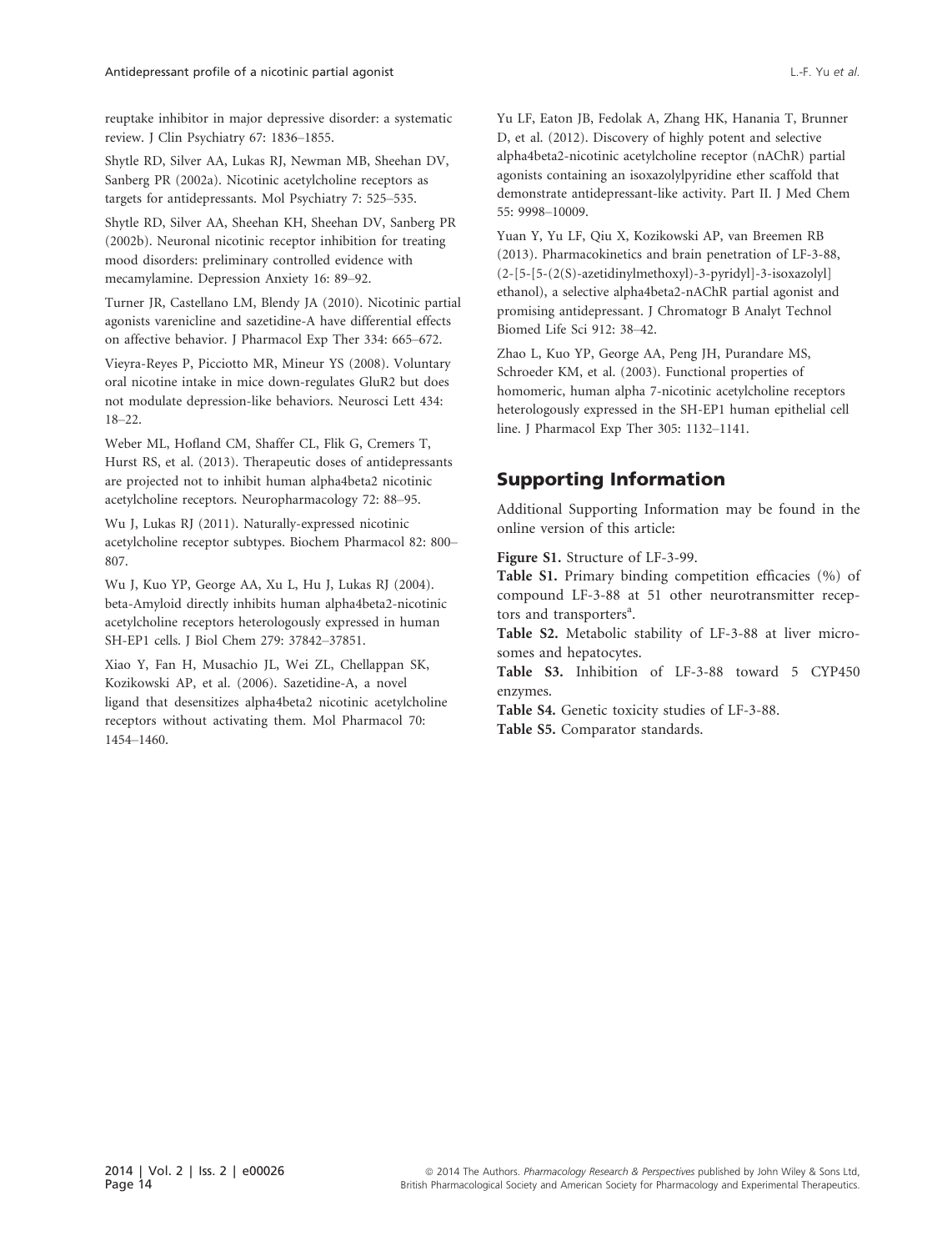reuptake inhibitor in major depressive disorder: a systematic review. J Clin Psychiatry 67: 1836–1855.

Shytle RD, Silver AA, Lukas RJ, Newman MB, Sheehan DV, Sanberg PR (2002a). Nicotinic acetylcholine receptors as targets for antidepressants. Mol Psychiatry 7: 525–535.

Shytle RD, Silver AA, Sheehan KH, Sheehan DV, Sanberg PR (2002b). Neuronal nicotinic receptor inhibition for treating mood disorders: preliminary controlled evidence with mecamylamine. Depression Anxiety 16: 89–92.

Turner JR, Castellano LM, Blendy JA (2010). Nicotinic partial agonists varenicline and sazetidine-A have differential effects on affective behavior. J Pharmacol Exp Ther 334: 665–672.

Vieyra-Reyes P, Picciotto MR, Mineur YS (2008). Voluntary oral nicotine intake in mice down-regulates GluR2 but does not modulate depression-like behaviors. Neurosci Lett 434: 18–22.

Weber ML, Hofland CM, Shaffer CL, Flik G, Cremers T, Hurst RS, et al. (2013). Therapeutic doses of antidepressants are projected not to inhibit human alpha4beta2 nicotinic acetylcholine receptors. Neuropharmacology 72: 88–95.

Wu J, Lukas RJ (2011). Naturally-expressed nicotinic acetylcholine receptor subtypes. Biochem Pharmacol 82: 800–807.

Wu J, Kuo YP, George AA, Xu L, Hu J, Lukas RJ (2004). beta-Amyloid directly inhibits human alpha4beta2-nicotinic acetylcholine receptors heterologously expressed in human SH-EP1 cells. J Biol Chem 279: 37842–37851.

Xiao Y, Fan H, Musachio JL, Wei ZL, Chellappan SK, Kozikowski AP, et al. (2006). Sazetidine-A, a novel ligand that desensitizes alpha4beta2 nicotinic acetylcholine receptors without activating them. Mol Pharmacol 70: 1454–1460.

Yu LF, Eaton JB, Fedolak A, Zhang HK, Hanania T, Brunner D, et al. (2012). Discovery of highly potent and selective alpha4beta2-nicotinic acetylcholine receptor (nAChR) partial agonists containing an isoxazolylpyridine ether scaffold that demonstrate antidepressant-like activity. Part II. J Med Chem 55: 9998–10009.

Yuan Y, Yu LF, Qiu X, Kozikowski AP, van Breemen RB (2013). Pharmacokinetics and brain penetration of LF-3-88, (2-[5-[5-(2(S)-azetidinylmethoxyl)-3-pyridyl]-3-isoxazolyl] ethanol), a selective alpha4beta2-nAChR partial agonist and promising antidepressant. J Chromatogr B Analyt Technol Biomed Life Sci 912: 38–42.

Zhao L, Kuo YP, George AA, Peng JH, Purandare MS, Schroeder KM, et al. (2003). Functional properties of homomeric, human alpha 7-nicotinic acetylcholine receptors heterologously expressed in the SH-EP1 human epithelial cell line. J Pharmacol Exp Ther 305: 1132–1141.

## Supporting Information

Additional Supporting Information may be found in the online version of this article:

**Figure S1.** Structure of LF-3-99.

**Table S1.** Primary binding competition efficacies (%) of compound LF-3-88 at 51 other neurotransmitter receptors and transporters[a].

**Table S2.** Metabolic stability of LF-3-88 at liver microsomes and hepatocytes.

**Table S3.** Inhibition of LF-3-88 toward 5 CYP450 enzymes.

**Table S4.** Genetic toxicity studies of LF-3-88.

**Table S5.** Comparator standards.